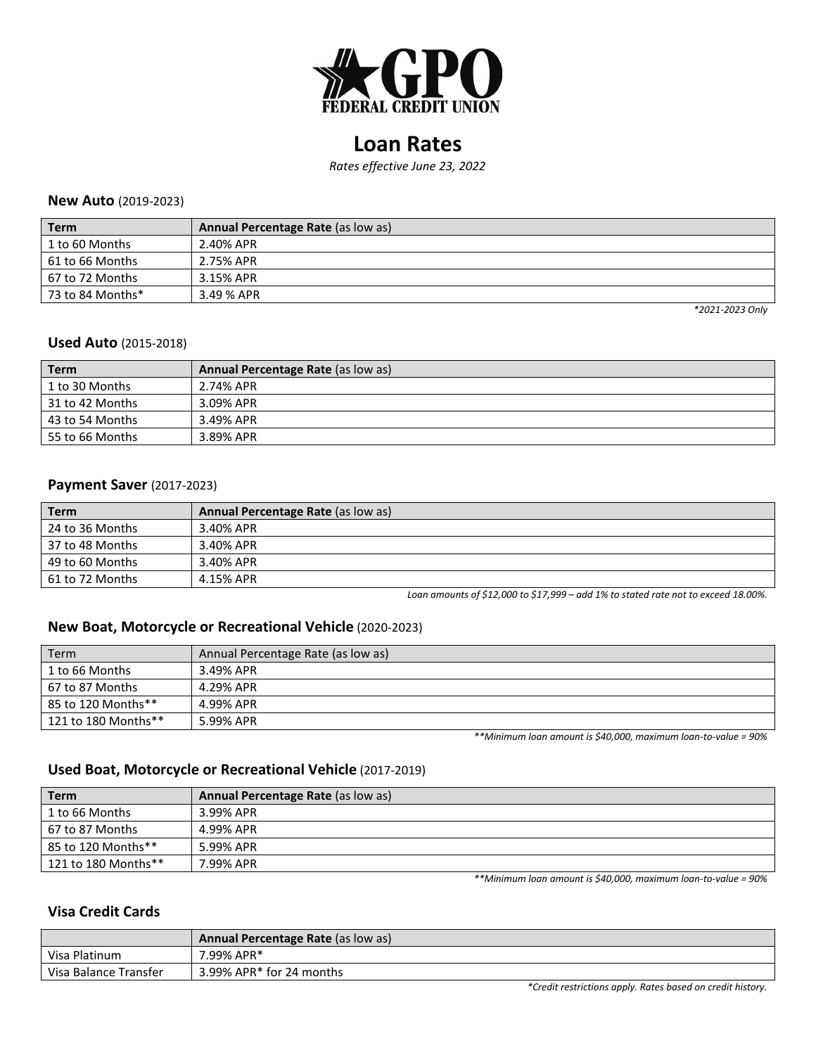# GPO FEDERAL CREDIT UNION

## Loan Rates

*Rates effective June 23, 2022*

### **New Auto** (2019-2023)

| **Term** | **Annual Percentage Rate** (as low as) |
|---|---|
| 1 to 60 Months | 2.40% APR |
| 61 to 66 Months | 2.75% APR |
| 67 to 72 Months | 3.15% APR |
| 73 to 84 Months* | 3.49 % APR |

*\*2021-2023 Only*

### **Used Auto** (2015-2018)

| **Term** | **Annual Percentage Rate** (as low as) |
|---|---|
| 1 to 30 Months | 2.74% APR |
| 31 to 42 Months | 3.09% APR |
| 43 to 54 Months | 3.49% APR |
| 55 to 66 Months | 3.89% APR |

### **Payment Saver** (2017-2023)

| **Term** | **Annual Percentage Rate** (as low as) |
|---|---|
| 24 to 36 Months | 3.40% APR |
| 37 to 48 Months | 3.40% APR |
| 49 to 60 Months | 3.40% APR |
| 61 to 72 Months | 4.15% APR |

*Loan amounts of $12,000 to $17,999 – add 1% to stated rate not to exceed 18.00%.*

### **New Boat, Motorcycle or Recreational Vehicle** (2020-2023)

| Term | Annual Percentage Rate (as low as) |
|---|---|
| 1 to 66 Months | 3.49% APR |
| 67 to 87 Months | 4.29% APR |
| 85 to 120 Months** | 4.99% APR |
| 121 to 180 Months** | 5.99% APR |

*\*\*Minimum loan amount is $40,000, maximum loan-to-value = 90%*

### **Used Boat, Motorcycle or Recreational Vehicle** (2017-2019)

| **Term** | **Annual Percentage Rate** (as low as) |
|---|---|
| 1 to 66 Months | 3.99% APR |
| 67 to 87 Months | 4.99% APR |
| 85 to 120 Months** | 5.99% APR |
| 121 to 180 Months** | 7.99% APR |

*\*\*Minimum loan amount is $40,000, maximum loan-to-value = 90%*

### **Visa Credit Cards**

| | **Annual Percentage Rate** (as low as) |
|---|---|
| Visa Platinum | 7.99% APR* |
| Visa Balance Transfer | 3.99% APR* for 24 months |

*\*Credit restrictions apply. Rates based on credit history.*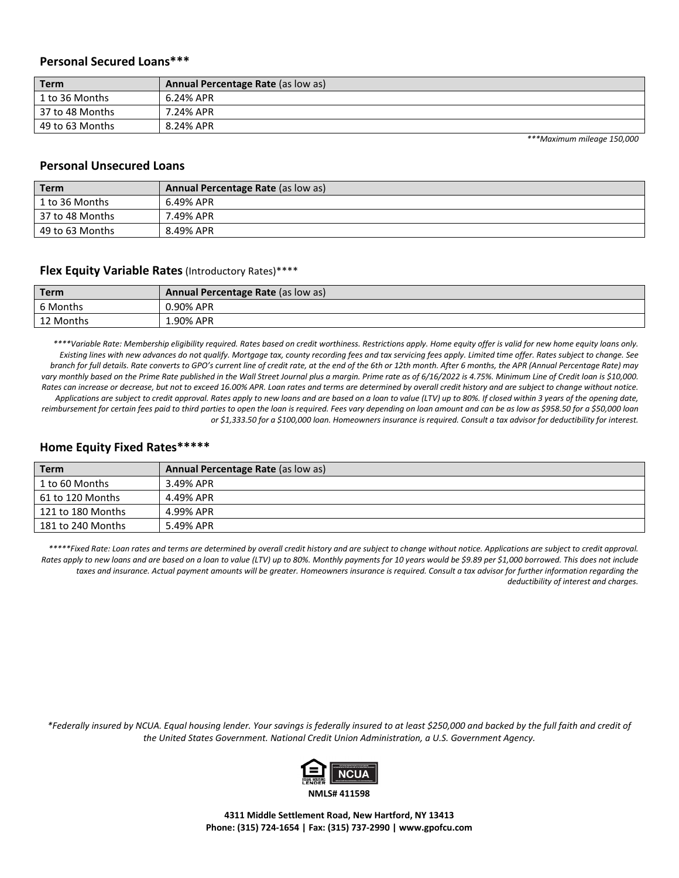### Personal Secured Loans***

| Term | **Annual Percentage Rate** (as low as) |
|---|---|
| 1 to 36 Months | 6.24% APR |
| 37 to 48 Months | 7.24% APR |
| 49 to 63 Months | 8.24% APR |

****Maximum mileage 150,000*

### Personal Unsecured Loans

| Term | **Annual Percentage Rate** (as low as) |
|---|---|
| 1 to 36 Months | 6.49% APR |
| 37 to 48 Months | 7.49% APR |
| 49 to 63 Months | 8.49% APR |

### Flex Equity Variable Rates (Introductory Rates)****

| Term | **Annual Percentage Rate** (as low as) |
|---|---|
| 6 Months | 0.90% APR |
| 12 Months | 1.90% APR |

*****Variable Rate: Membership eligibility required. Rates based on credit worthiness. Restrictions apply. Home equity offer is valid for new home equity loans only. Existing lines with new advances do not qualify. Mortgage tax, county recording fees and tax servicing fees apply. Limited time offer. Rates subject to change. See branch for full details. Rate converts to GPO's current line of credit rate, at the end of the 6th or 12th month. After 6 months, the APR (Annual Percentage Rate) may vary monthly based on the Prime Rate published in the Wall Street Journal plus a margin. Prime rate as of 6/16/2022 is 4.75%. Minimum Line of Credit loan is $10,000. Rates can increase or decrease, but not to exceed 16.00% APR. Loan rates and terms are determined by overall credit history and are subject to change without notice. Applications are subject to credit approval. Rates apply to new loans and are based on a loan to value (LTV) up to 80%. If closed within 3 years of the opening date, reimbursement for certain fees paid to third parties to open the loan is required. Fees vary depending on loan amount and can be as low as $958.50 for a $50,000 loan or $1,333.50 for a $100,000 loan. Homeowners insurance is required. Consult a tax advisor for deductibility for interest.*

### Home Equity Fixed Rates*****

| Term | **Annual Percentage Rate** (as low as) |
|---|---|
| 1 to 60 Months | 3.49% APR |
| 61 to 120 Months | 4.49% APR |
| 121 to 180 Months | 4.99% APR |
| 181 to 240 Months | 5.49% APR |

******Fixed Rate: Loan rates and terms are determined by overall credit history and are subject to change without notice. Applications are subject to credit approval. Rates apply to new loans and are based on a loan to value (LTV) up to 80%. Monthly payments for 10 years would be $9.89 per $1,000 borrowed. This does not include taxes and insurance. Actual payment amounts will be greater. Homeowners insurance is required. Consult a tax advisor for further information regarding the deductibility of interest and charges.*

**Federally insured by NCUA. Equal housing lender. Your savings is federally insured to at least $250,000 and backed by the full faith and credit of the United States Government. National Credit Union Administration, a U.S. Government Agency.*

EQUAL HOUSING LENDER | NCUA

**NMLS# 411598**

**4311 Middle Settlement Road, New Hartford, NY 13413**
**Phone: (315) 724-1654 | Fax: (315) 737-2990 | www.gpofcu.com**